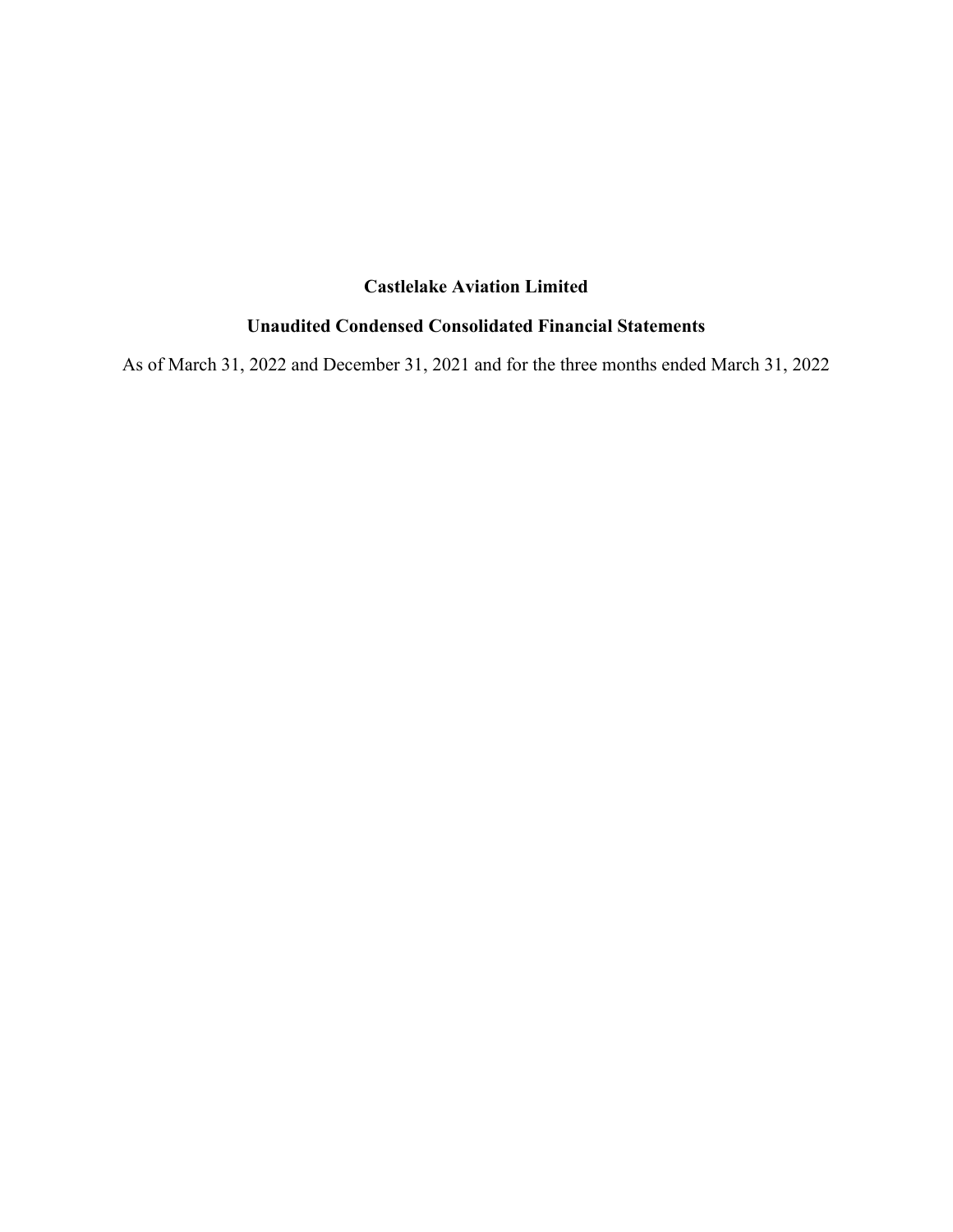# Castlelake Aviation Limited

## Unaudited Condensed Consolidated Financial Statements

As of March 31, 2022 and December 31, 2021 and for the three months ended March 31, 2022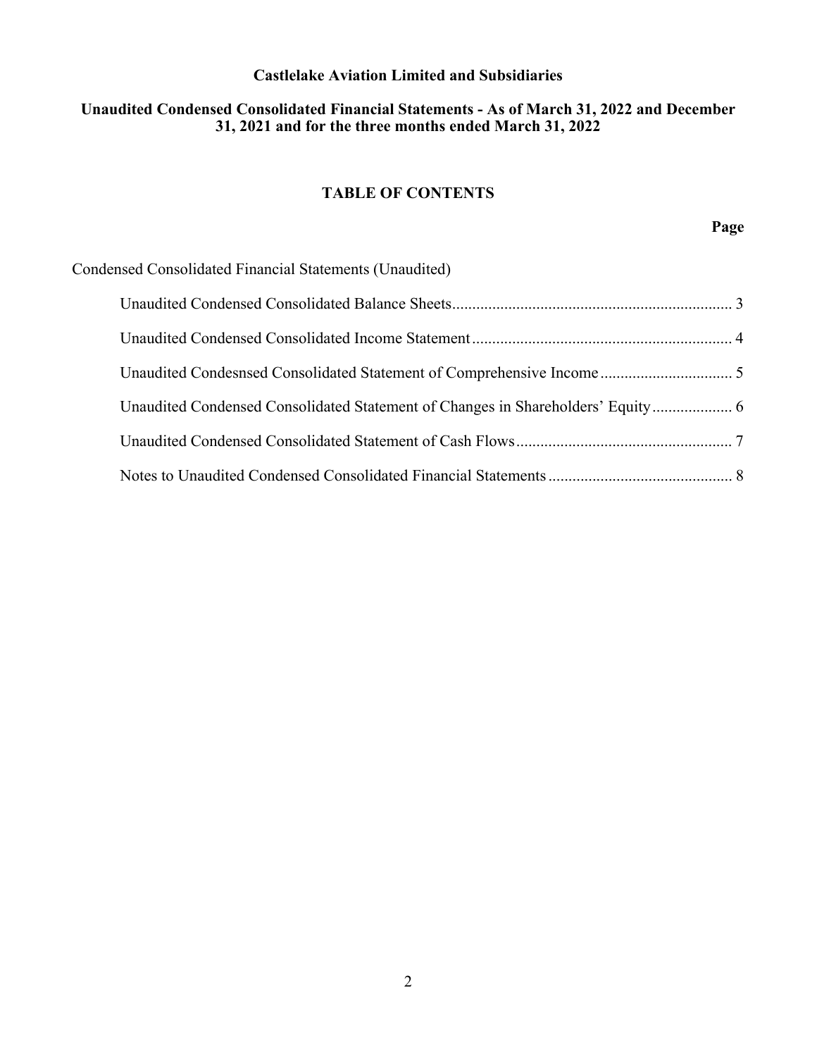**Castlelake Aviation Limited and Subsidiaries**

**Unaudited Condensed Consolidated Financial Statements - As of March 31, 2022 and December 31, 2021 and for the three months ended March 31, 2022**

## TABLE OF CONTENTS

| | Page |
|---|---|
| Condensed Consolidated Financial Statements (Unaudited) | |
| Unaudited Condensed Consolidated Balance Sheets | 3 |
| Unaudited Condensed Consolidated Income Statement | 4 |
| Unaudited Condesnsed Consolidated Statement of Comprehensive Income | 5 |
| Unaudited Condensed Consolidated Statement of Changes in Shareholders' Equity | 6 |
| Unaudited Condensed Consolidated Statement of Cash Flows | 7 |
| Notes to Unaudited Condensed Consolidated Financial Statements | 8 |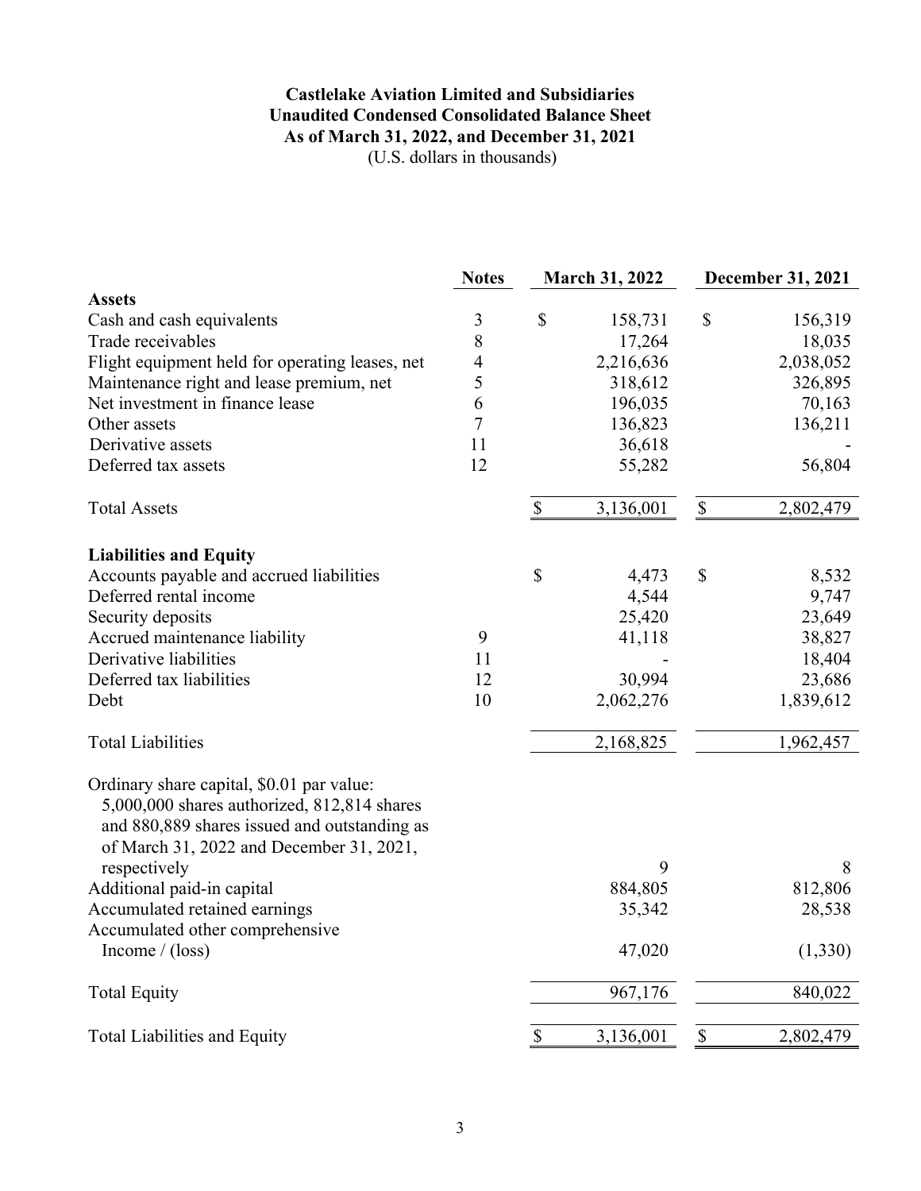# Castlelake Aviation Limited and Subsidiaries
## Unaudited Condensed Consolidated Balance Sheet
### As of March 31, 2022, and December 31, 2021
(U.S. dollars in thousands)

| | Notes | March 31, 2022 | December 31, 2021 |
|---|---|---|---|
| **Assets** | | | |
| Cash and cash equivalents | 3 | $ 158,731 | $ 156,319 |
| Trade receivables | 8 | 17,264 | 18,035 |
| Flight equipment held for operating leases, net | 4 | 2,216,636 | 2,038,052 |
| Maintenance right and lease premium, net | 5 | 318,612 | 326,895 |
| Net investment in finance lease | 6 | 196,035 | 70,163 |
| Other assets | 7 | 136,823 | 136,211 |
| Derivative assets | 11 | 36,618 | - |
| Deferred tax assets | 12 | 55,282 | 56,804 |
| Total Assets | | $ 3,136,001 | $ 2,802,479 |
| **Liabilities and Equity** | | | |
| Accounts payable and accrued liabilities | | $ 4,473 | $ 8,532 |
| Deferred rental income | | 4,544 | 9,747 |
| Security deposits | | 25,420 | 23,649 |
| Accrued maintenance liability | 9 | 41,118 | 38,827 |
| Derivative liabilities | 11 | - | 18,404 |
| Deferred tax liabilities | 12 | 30,994 | 23,686 |
| Debt | 10 | 2,062,276 | 1,839,612 |
| Total Liabilities | | 2,168,825 | 1,962,457 |
| Ordinary share capital, $0.01 par value: 5,000,000 shares authorized, 812,814 shares and 880,889 shares issued and outstanding as of March 31, 2022 and December 31, 2021, respectively | | 9 | 8 |
| Additional paid-in capital | | 884,805 | 812,806 |
| Accumulated retained earnings | | 35,342 | 28,538 |
| Accumulated other comprehensive Income / (loss) | | 47,020 | (1,330) |
| Total Equity | | 967,176 | 840,022 |
| Total Liabilities and Equity | | $ 3,136,001 | $ 2,802,479 |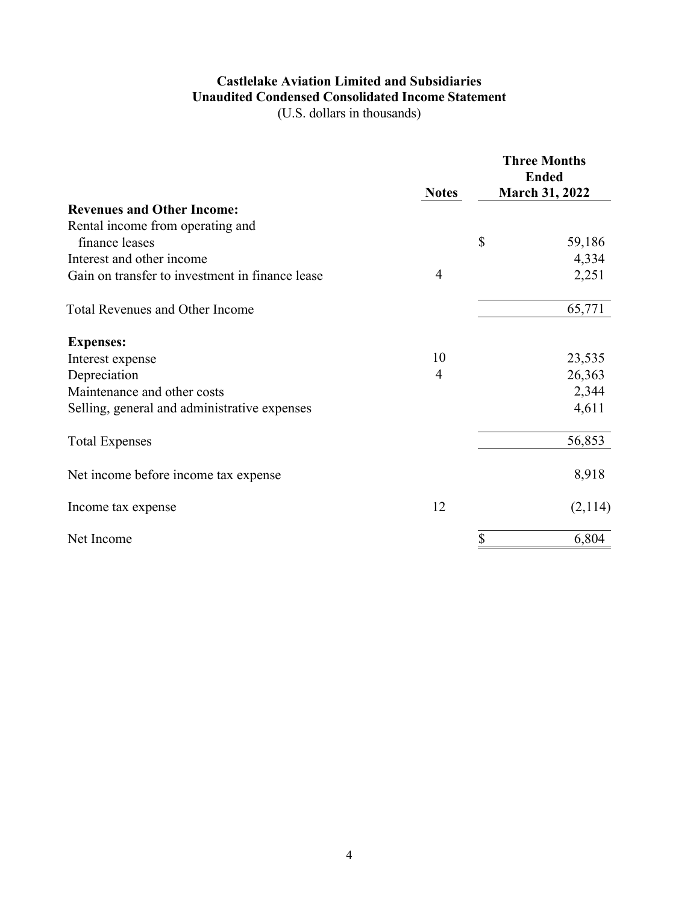**Castlelake Aviation Limited and Subsidiaries**
**Unaudited Condensed Consolidated Income Statement**
(U.S. dollars in thousands)

| | Notes | Three Months Ended March 31, 2022 |
|---|---|---|
| **Revenues and Other Income:** | | |
| Rental income from operating and finance leases | | $ 59,186 |
| Interest and other income | | 4,334 |
| Gain on transfer to investment in finance lease | 4 | 2,251 |
| Total Revenues and Other Income | | 65,771 |
| **Expenses:** | | |
| Interest expense | 10 | 23,535 |
| Depreciation | 4 | 26,363 |
| Maintenance and other costs | | 2,344 |
| Selling, general and administrative expenses | | 4,611 |
| Total Expenses | | 56,853 |
| Net income before income tax expense | | 8,918 |
| Income tax expense | 12 | (2,114) |
| Net Income | | $ 6,804 |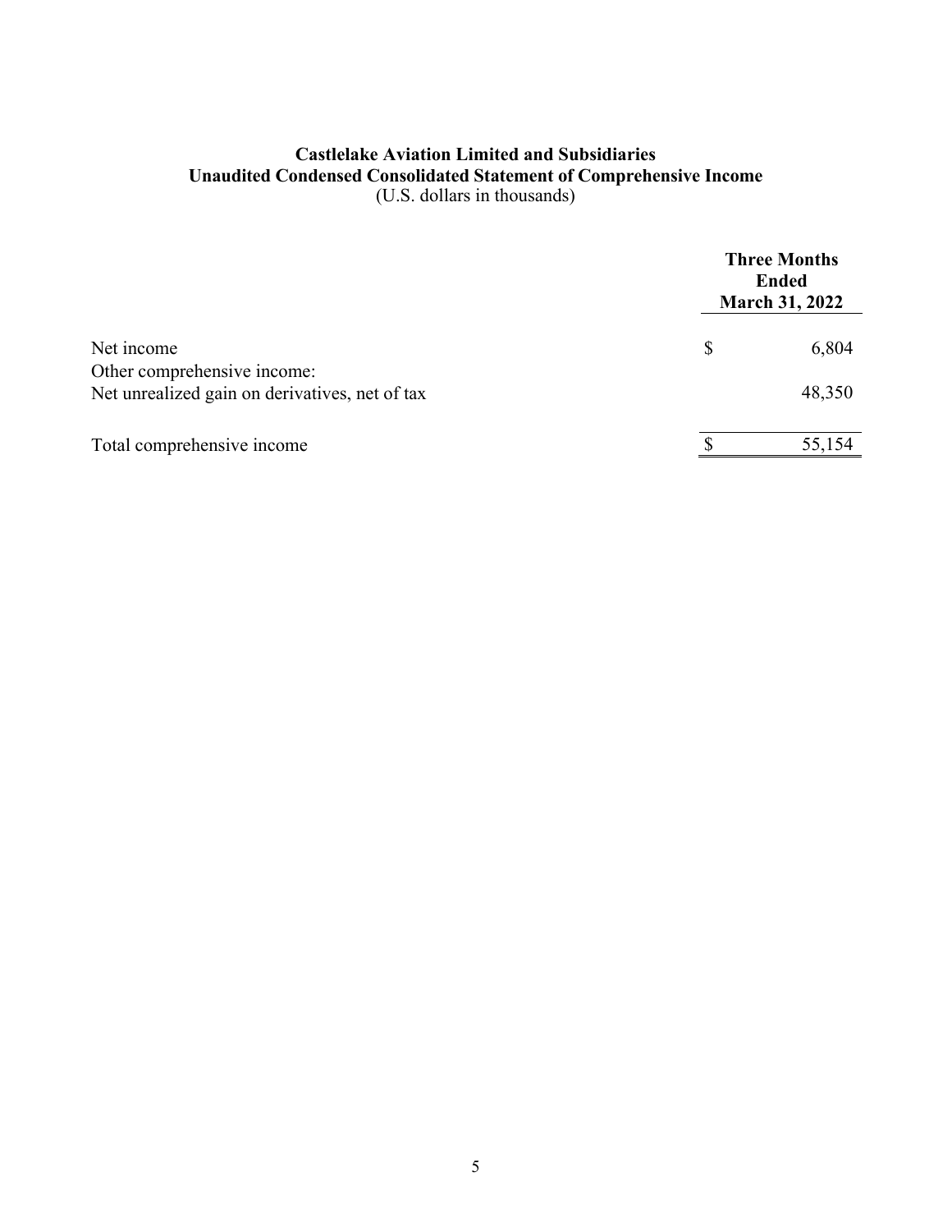**Castlelake Aviation Limited and Subsidiaries**
**Unaudited Condensed Consolidated Statement of Comprehensive Income**
(U.S. dollars in thousands)

| | Three Months Ended March 31, 2022 |
|---|---|
| Net income | $ 6,804 |
| Other comprehensive income: | |
| Net unrealized gain on derivatives, net of tax | 48,350 |
| Total comprehensive income | $ 55,154 |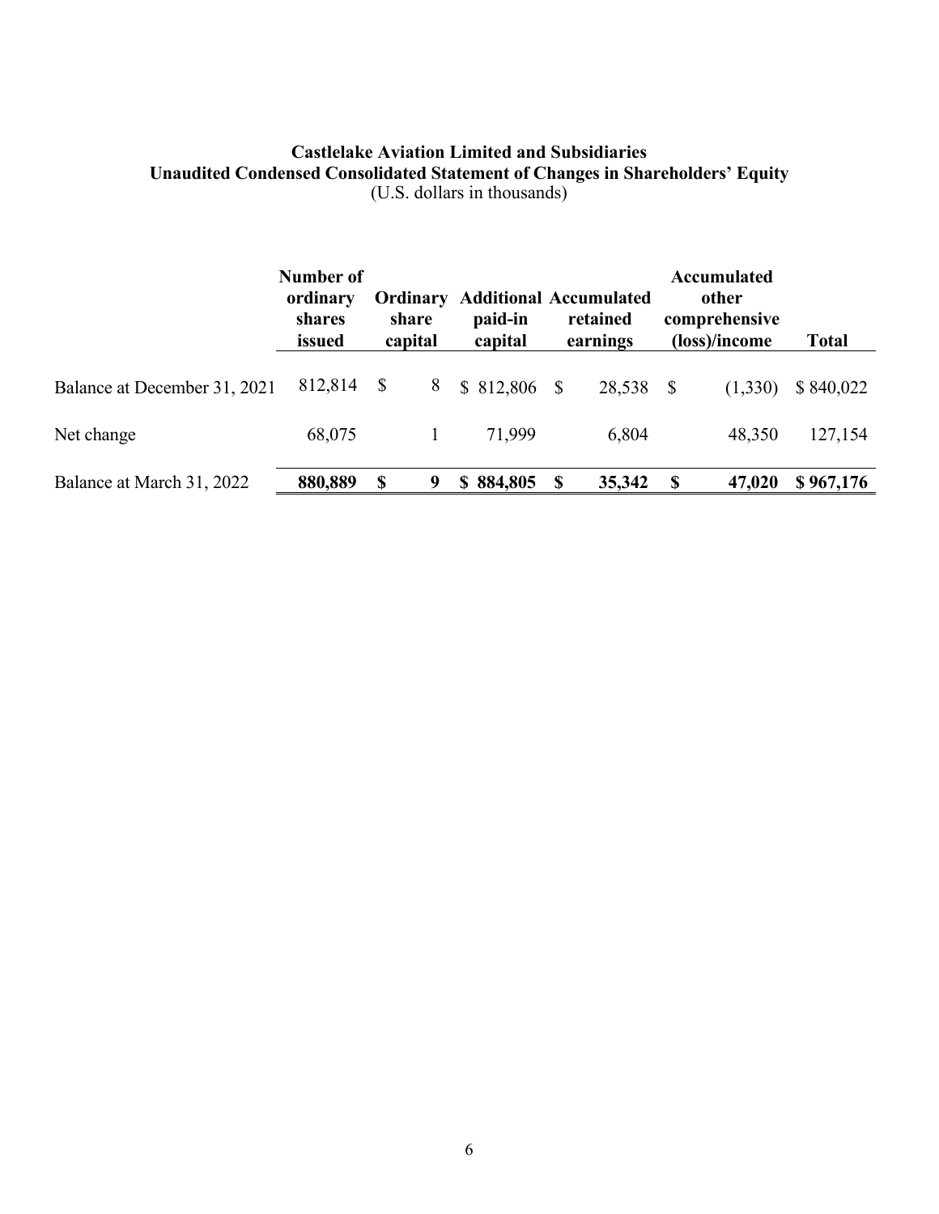**Castlelake Aviation Limited and Subsidiaries**
**Unaudited Condensed Consolidated Statement of Changes in Shareholders' Equity**
(U.S. dollars in thousands)

| | Number of ordinary shares issued | Ordinary share capital | Additional paid-in capital | Accumulated retained earnings | Accumulated other comprehensive (loss)/income | Total |
|---|---|---|---|---|---|---|
| Balance at December 31, 2021 | 812,814 | $ 8 | $ 812,806 | $ 28,538 | $ (1,330) | $ 840,022 |
| Net change | 68,075 | 1 | 71,999 | 6,804 | 48,350 | 127,154 |
| Balance at March 31, 2022 | **880,889** | **$ 9** | **$ 884,805** | **$ 35,342** | **$ 47,020** | **$ 967,176** |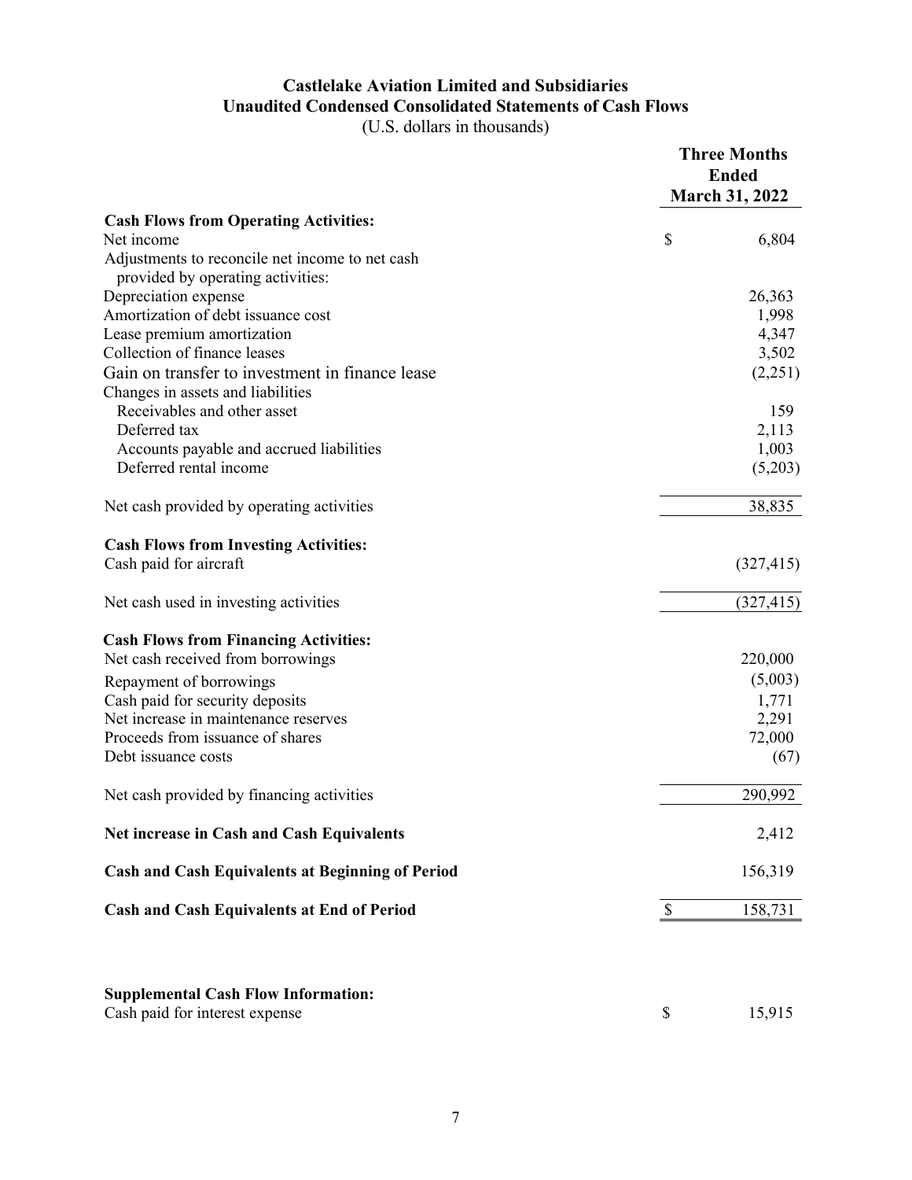# Castlelake Aviation Limited and Subsidiaries
## Unaudited Condensed Consolidated Statements of Cash Flows
(U.S. dollars in thousands)

| | Three Months Ended March 31, 2022 |
|---|---|
| **Cash Flows from Operating Activities:** | |
| Net income | $ 6,804 |
| Adjustments to reconcile net income to net cash provided by operating activities: | |
| Depreciation expense | 26,363 |
| Amortization of debt issuance cost | 1,998 |
| Lease premium amortization | 4,347 |
| Collection of finance leases | 3,502 |
| Gain on transfer to investment in finance lease | (2,251) |
| Changes in assets and liabilities | |
| Receivables and other asset | 159 |
| Deferred tax | 2,113 |
| Accounts payable and accrued liabilities | 1,003 |
| Deferred rental income | (5,203) |
| Net cash provided by operating activities | 38,835 |
| **Cash Flows from Investing Activities:** | |
| Cash paid for aircraft | (327,415) |
| Net cash used in investing activities | (327,415) |
| **Cash Flows from Financing Activities:** | |
| Net cash received from borrowings | 220,000 |
| Repayment of borrowings | (5,003) |
| Cash paid for security deposits | 1,771 |
| Net increase in maintenance reserves | 2,291 |
| Proceeds from issuance of shares | 72,000 |
| Debt issuance costs | (67) |
| Net cash provided by financing activities | 290,992 |
| **Net increase in Cash and Cash Equivalents** | 2,412 |
| **Cash and Cash Equivalents at Beginning of Period** | 156,319 |
| **Cash and Cash Equivalents at End of Period** | $ 158,731 |

| | |
|---|---|
| **Supplemental Cash Flow Information:** | |
| Cash paid for interest expense | $ 15,915 |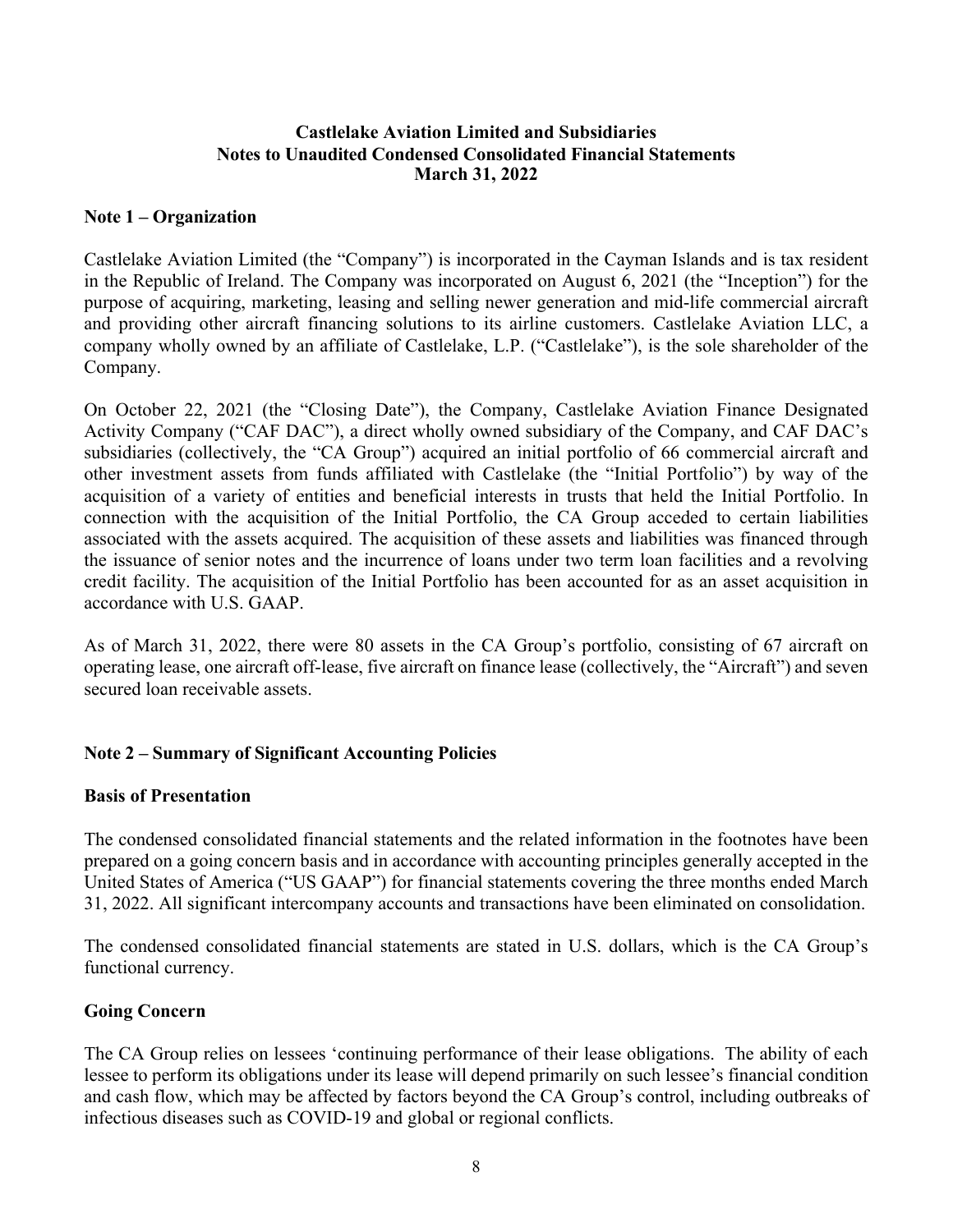**Castlelake Aviation Limited and Subsidiaries**
**Notes to Unaudited Condensed Consolidated Financial Statements**
**March 31, 2022**

## Note 1 – Organization

Castlelake Aviation Limited (the "Company") is incorporated in the Cayman Islands and is tax resident in the Republic of Ireland. The Company was incorporated on August 6, 2021 (the "Inception") for the purpose of acquiring, marketing, leasing and selling newer generation and mid-life commercial aircraft and providing other aircraft financing solutions to its airline customers. Castlelake Aviation LLC, a company wholly owned by an affiliate of Castlelake, L.P. ("Castlelake"), is the sole shareholder of the Company.

On October 22, 2021 (the "Closing Date"), the Company, Castlelake Aviation Finance Designated Activity Company ("CAF DAC"), a direct wholly owned subsidiary of the Company, and CAF DAC's subsidiaries (collectively, the "CA Group") acquired an initial portfolio of 66 commercial aircraft and other investment assets from funds affiliated with Castlelake (the "Initial Portfolio") by way of the acquisition of a variety of entities and beneficial interests in trusts that held the Initial Portfolio. In connection with the acquisition of the Initial Portfolio, the CA Group acceded to certain liabilities associated with the assets acquired. The acquisition of these assets and liabilities was financed through the issuance of senior notes and the incurrence of loans under two term loan facilities and a revolving credit facility. The acquisition of the Initial Portfolio has been accounted for as an asset acquisition in accordance with U.S. GAAP.

As of March 31, 2022, there were 80 assets in the CA Group's portfolio, consisting of 67 aircraft on operating lease, one aircraft off-lease, five aircraft on finance lease (collectively, the "Aircraft") and seven secured loan receivable assets.

## Note 2 – Summary of Significant Accounting Policies

### Basis of Presentation

The condensed consolidated financial statements and the related information in the footnotes have been prepared on a going concern basis and in accordance with accounting principles generally accepted in the United States of America ("US GAAP") for financial statements covering the three months ended March 31, 2022. All significant intercompany accounts and transactions have been eliminated on consolidation.

The condensed consolidated financial statements are stated in U.S. dollars, which is the CA Group's functional currency.

### Going Concern

The CA Group relies on lessees 'continuing performance of their lease obligations. The ability of each lessee to perform its obligations under its lease will depend primarily on such lessee's financial condition and cash flow, which may be affected by factors beyond the CA Group's control, including outbreaks of infectious diseases such as COVID-19 and global or regional conflicts.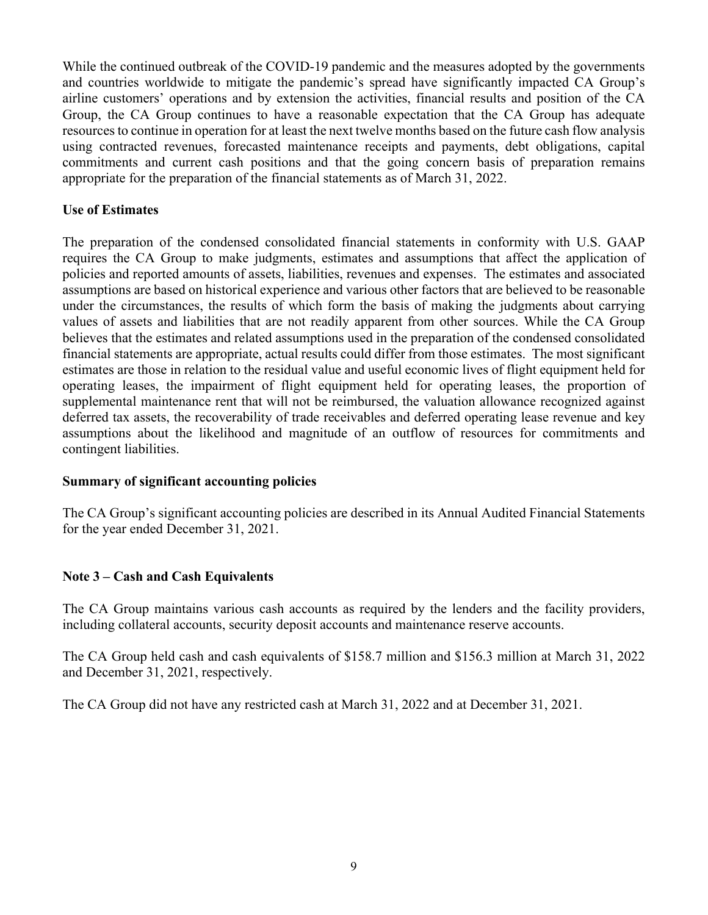While the continued outbreak of the COVID-19 pandemic and the measures adopted by the governments and countries worldwide to mitigate the pandemic's spread have significantly impacted CA Group's airline customers' operations and by extension the activities, financial results and position of the CA Group, the CA Group continues to have a reasonable expectation that the CA Group has adequate resources to continue in operation for at least the next twelve months based on the future cash flow analysis using contracted revenues, forecasted maintenance receipts and payments, debt obligations, capital commitments and current cash positions and that the going concern basis of preparation remains appropriate for the preparation of the financial statements as of March 31, 2022.

**Use of Estimates**

The preparation of the condensed consolidated financial statements in conformity with U.S. GAAP requires the CA Group to make judgments, estimates and assumptions that affect the application of policies and reported amounts of assets, liabilities, revenues and expenses. The estimates and associated assumptions are based on historical experience and various other factors that are believed to be reasonable under the circumstances, the results of which form the basis of making the judgments about carrying values of assets and liabilities that are not readily apparent from other sources. While the CA Group believes that the estimates and related assumptions used in the preparation of the condensed consolidated financial statements are appropriate, actual results could differ from those estimates. The most significant estimates are those in relation to the residual value and useful economic lives of flight equipment held for operating leases, the impairment of flight equipment held for operating leases, the proportion of supplemental maintenance rent that will not be reimbursed, the valuation allowance recognized against deferred tax assets, the recoverability of trade receivables and deferred operating lease revenue and key assumptions about the likelihood and magnitude of an outflow of resources for commitments and contingent liabilities.

**Summary of significant accounting policies**

The CA Group's significant accounting policies are described in its Annual Audited Financial Statements for the year ended December 31, 2021.

**Note 3 – Cash and Cash Equivalents**

The CA Group maintains various cash accounts as required by the lenders and the facility providers, including collateral accounts, security deposit accounts and maintenance reserve accounts.

The CA Group held cash and cash equivalents of $158.7 million and $156.3 million at March 31, 2022 and December 31, 2021, respectively.

The CA Group did not have any restricted cash at March 31, 2022 and at December 31, 2021.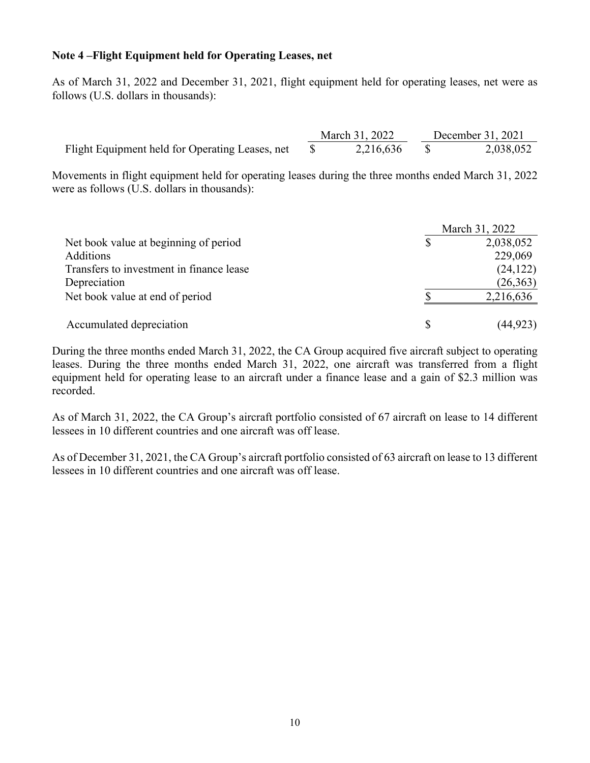### Note 4 –Flight Equipment held for Operating Leases, net

As of March 31, 2022 and December 31, 2021, flight equipment held for operating leases, net were as follows (U.S. dollars in thousands):

| | March 31, 2022 | December 31, 2021 |
|---|---|---|
| Flight Equipment held for Operating Leases, net | $ 2,216,636 | $ 2,038,052 |

Movements in flight equipment held for operating leases during the three months ended March 31, 2022 were as follows (U.S. dollars in thousands):

| | March 31, 2022 |
|---|---|
| Net book value at beginning of period | $ 2,038,052 |
| Additions | 229,069 |
| Transfers to investment in finance lease | (24,122) |
| Depreciation | (26,363) |
| Net book value at end of period | $ 2,216,636 |
| Accumulated depreciation | $ (44,923) |

During the three months ended March 31, 2022, the CA Group acquired five aircraft subject to operating leases. During the three months ended March 31, 2022, one aircraft was transferred from a flight equipment held for operating lease to an aircraft under a finance lease and a gain of $2.3 million was recorded.

As of March 31, 2022, the CA Group's aircraft portfolio consisted of 67 aircraft on lease to 14 different lessees in 10 different countries and one aircraft was off lease.

As of December 31, 2021, the CA Group's aircraft portfolio consisted of 63 aircraft on lease to 13 different lessees in 10 different countries and one aircraft was off lease.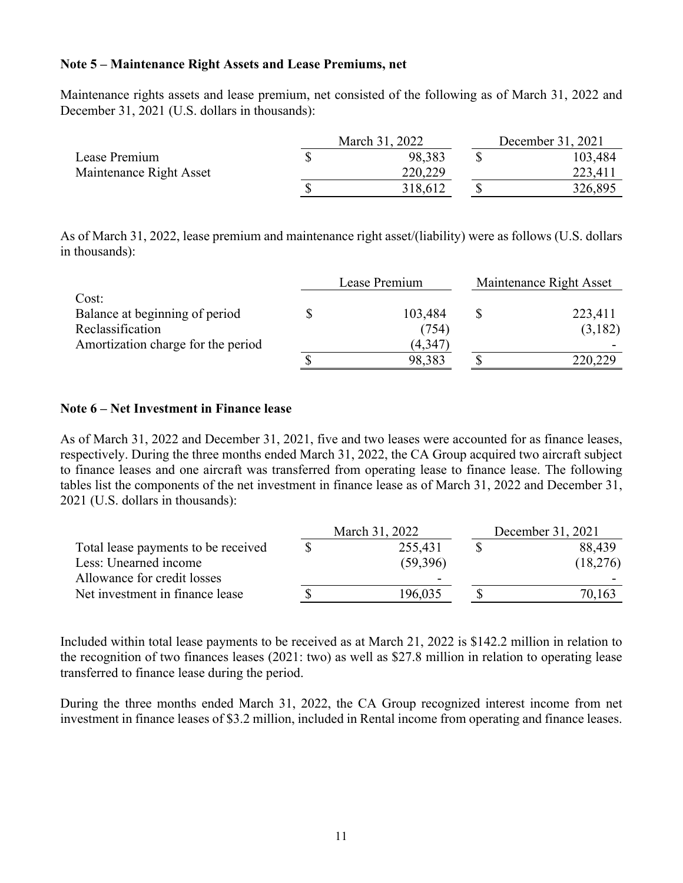**Note 5 – Maintenance Right Assets and Lease Premiums, net**

Maintenance rights assets and lease premium, net consisted of the following as of March 31, 2022 and December 31, 2021 (U.S. dollars in thousands):

| | March 31, 2022 | December 31, 2021 |
|---|---|---|
| Lease Premium | $ 98,383 | $ 103,484 |
| Maintenance Right Asset | 220,229 | 223,411 |
| | $ 318,612 | $ 326,895 |

As of March 31, 2022, lease premium and maintenance right asset/(liability) were as follows (U.S. dollars in thousands):

| | Lease Premium | Maintenance Right Asset |
|---|---|---|
| Cost: | | |
| Balance at beginning of period | $ 103,484 | $ 223,411 |
| Reclassification | (754) | (3,182) |
| Amortization charge for the period | (4,347) | - |
| | $ 98,383 | $ 220,229 |

**Note 6 – Net Investment in Finance lease**

As of March 31, 2022 and December 31, 2021, five and two leases were accounted for as finance leases, respectively. During the three months ended March 31, 2022, the CA Group acquired two aircraft subject to finance leases and one aircraft was transferred from operating lease to finance lease. The following tables list the components of the net investment in finance lease as of March 31, 2022 and December 31, 2021 (U.S. dollars in thousands):

| | March 31, 2022 | December 31, 2021 |
|---|---|---|
| Total lease payments to be received | $ 255,431 | $ 88,439 |
| Less: Unearned income | (59,396) | (18,276) |
| Allowance for credit losses | - | - |
| Net investment in finance lease | $ 196,035 | $ 70,163 |

Included within total lease payments to be received as at March 21, 2022 is $142.2 million in relation to the recognition of two finances leases (2021: two) as well as $27.8 million in relation to operating lease transferred to finance lease during the period.

During the three months ended March 31, 2022, the CA Group recognized interest income from net investment in finance leases of $3.2 million, included in Rental income from operating and finance leases.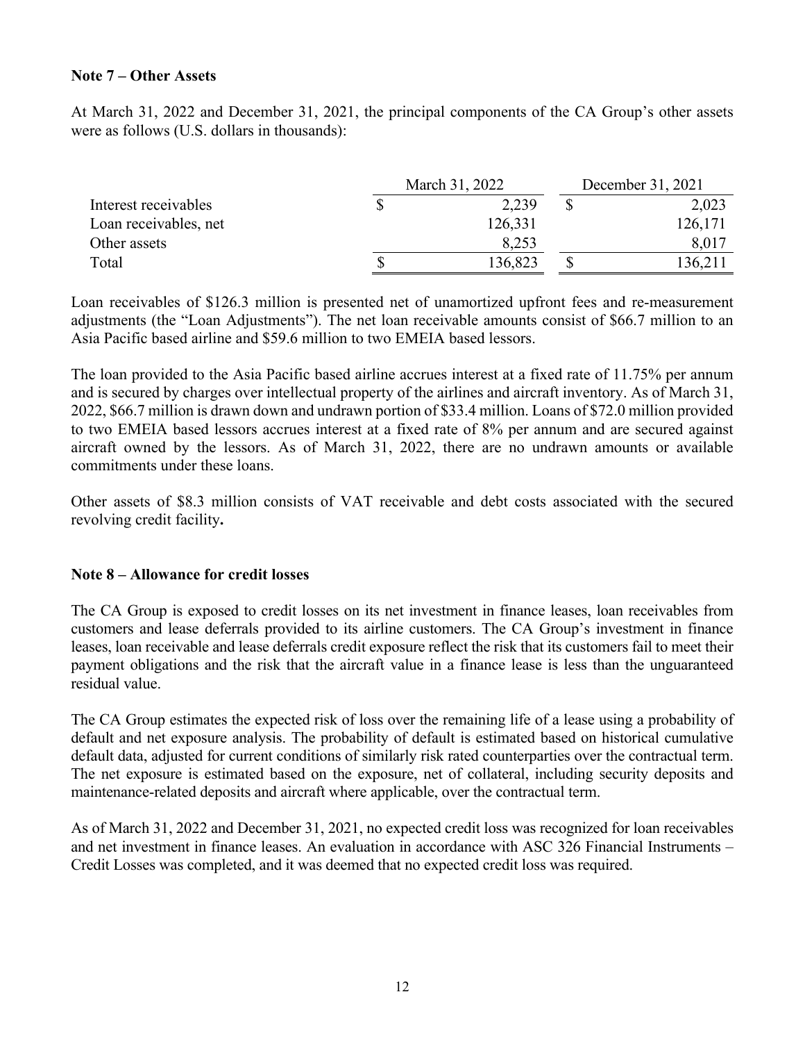**Note 7 – Other Assets**

At March 31, 2022 and December 31, 2021, the principal components of the CA Group's other assets were as follows (U.S. dollars in thousands):

| | March 31, 2022 | December 31, 2021 |
|---|---|---|
| Interest receivables | $ 2,239 | $ 2,023 |
| Loan receivables, net | 126,331 | 126,171 |
| Other assets | 8,253 | 8,017 |
| Total | $ 136,823 | $ 136,211 |

Loan receivables of $126.3 million is presented net of unamortized upfront fees and re-measurement adjustments (the "Loan Adjustments"). The net loan receivable amounts consist of $66.7 million to an Asia Pacific based airline and $59.6 million to two EMEIA based lessors.

The loan provided to the Asia Pacific based airline accrues interest at a fixed rate of 11.75% per annum and is secured by charges over intellectual property of the airlines and aircraft inventory. As of March 31, 2022, $66.7 million is drawn down and undrawn portion of $33.4 million. Loans of $72.0 million provided to two EMEIA based lessors accrues interest at a fixed rate of 8% per annum and are secured against aircraft owned by the lessors. As of March 31, 2022, there are no undrawn amounts or available commitments under these loans.

Other assets of $8.3 million consists of VAT receivable and debt costs associated with the secured revolving credit facility**.**

**Note 8 – Allowance for credit losses**

The CA Group is exposed to credit losses on its net investment in finance leases, loan receivables from customers and lease deferrals provided to its airline customers. The CA Group's investment in finance leases, loan receivable and lease deferrals credit exposure reflect the risk that its customers fail to meet their payment obligations and the risk that the aircraft value in a finance lease is less than the unguaranteed residual value.

The CA Group estimates the expected risk of loss over the remaining life of a lease using a probability of default and net exposure analysis. The probability of default is estimated based on historical cumulative default data, adjusted for current conditions of similarly risk rated counterparties over the contractual term. The net exposure is estimated based on the exposure, net of collateral, including security deposits and maintenance-related deposits and aircraft where applicable, over the contractual term.

As of March 31, 2022 and December 31, 2021, no expected credit loss was recognized for loan receivables and net investment in finance leases. An evaluation in accordance with ASC 326 Financial Instruments – Credit Losses was completed, and it was deemed that no expected credit loss was required.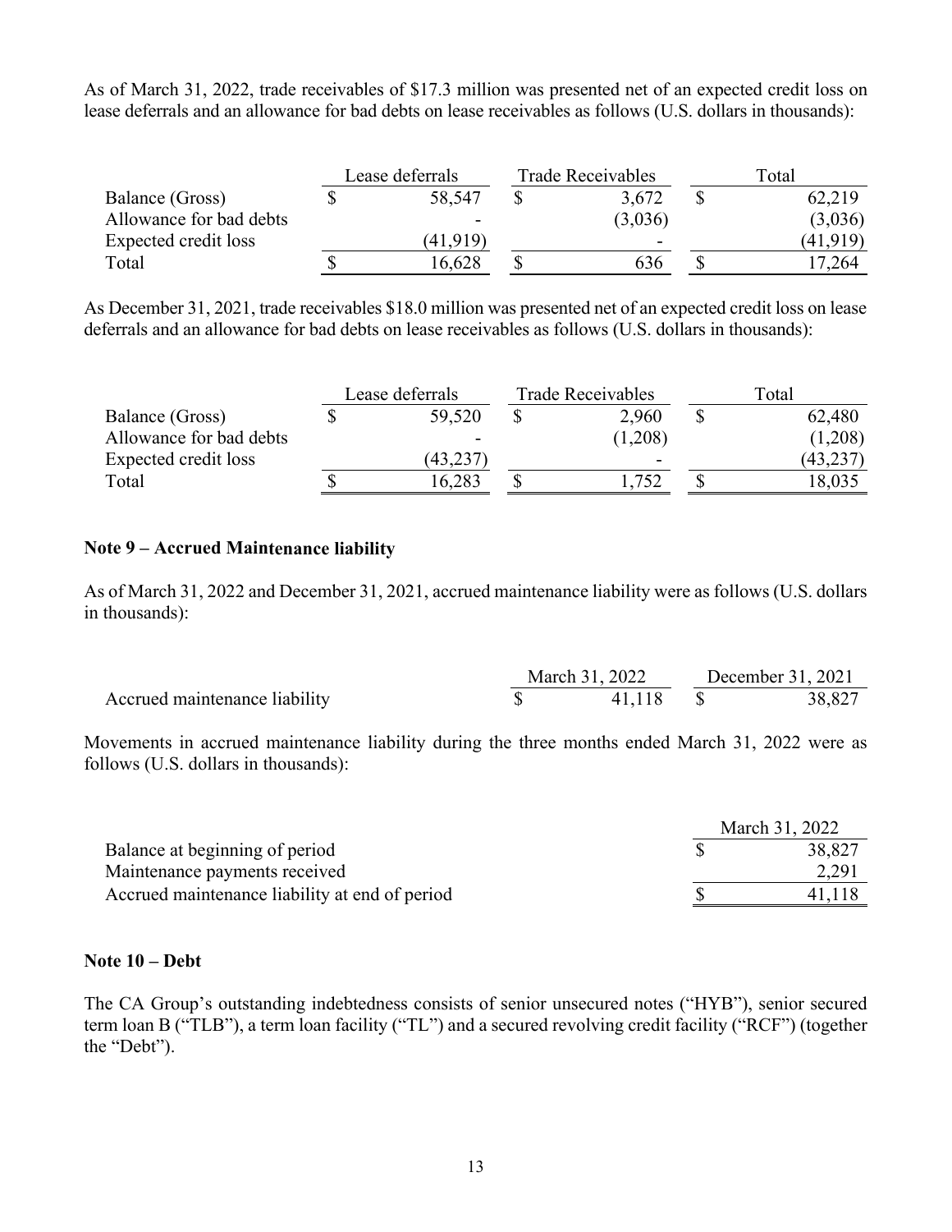As of March 31, 2022, trade receivables of $17.3 million was presented net of an expected credit loss on lease deferrals and an allowance for bad debts on lease receivables as follows (U.S. dollars in thousands):

| | Lease deferrals | Trade Receivables | Total |
|---|---|---|---|
| Balance (Gross) | $ 58,547 | $ 3,672 | $ 62,219 |
| Allowance for bad debts | - | (3,036) | (3,036) |
| Expected credit loss | (41,919) | - | (41,919) |
| Total | $ 16,628 | $ 636 | $ 17,264 |

As December 31, 2021, trade receivables $18.0 million was presented net of an expected credit loss on lease deferrals and an allowance for bad debts on lease receivables as follows (U.S. dollars in thousands):

| | Lease deferrals | Trade Receivables | Total |
|---|---|---|---|
| Balance (Gross) | $ 59,520 | $ 2,960 | $ 62,480 |
| Allowance for bad debts | - | (1,208) | (1,208) |
| Expected credit loss | (43,237) | - | (43,237) |
| Total | $ 16,283 | $ 1,752 | $ 18,035 |

## Note 9 – Accrued Maintenance liability

As of March 31, 2022 and December 31, 2021, accrued maintenance liability were as follows (U.S. dollars in thousands):

| | March 31, 2022 | December 31, 2021 |
|---|---|---|
| Accrued maintenance liability | $ 41,118 | $ 38,827 |

Movements in accrued maintenance liability during the three months ended March 31, 2022 were as follows (U.S. dollars in thousands):

| | March 31, 2022 |
|---|---|
| Balance at beginning of period | $ 38,827 |
| Maintenance payments received | 2,291 |
| Accrued maintenance liability at end of period | $ 41,118 |

## Note 10 – Debt

The CA Group's outstanding indebtedness consists of senior unsecured notes ("HYB"), senior secured term loan B ("TLB"), a term loan facility ("TL") and a secured revolving credit facility ("RCF") (together the "Debt").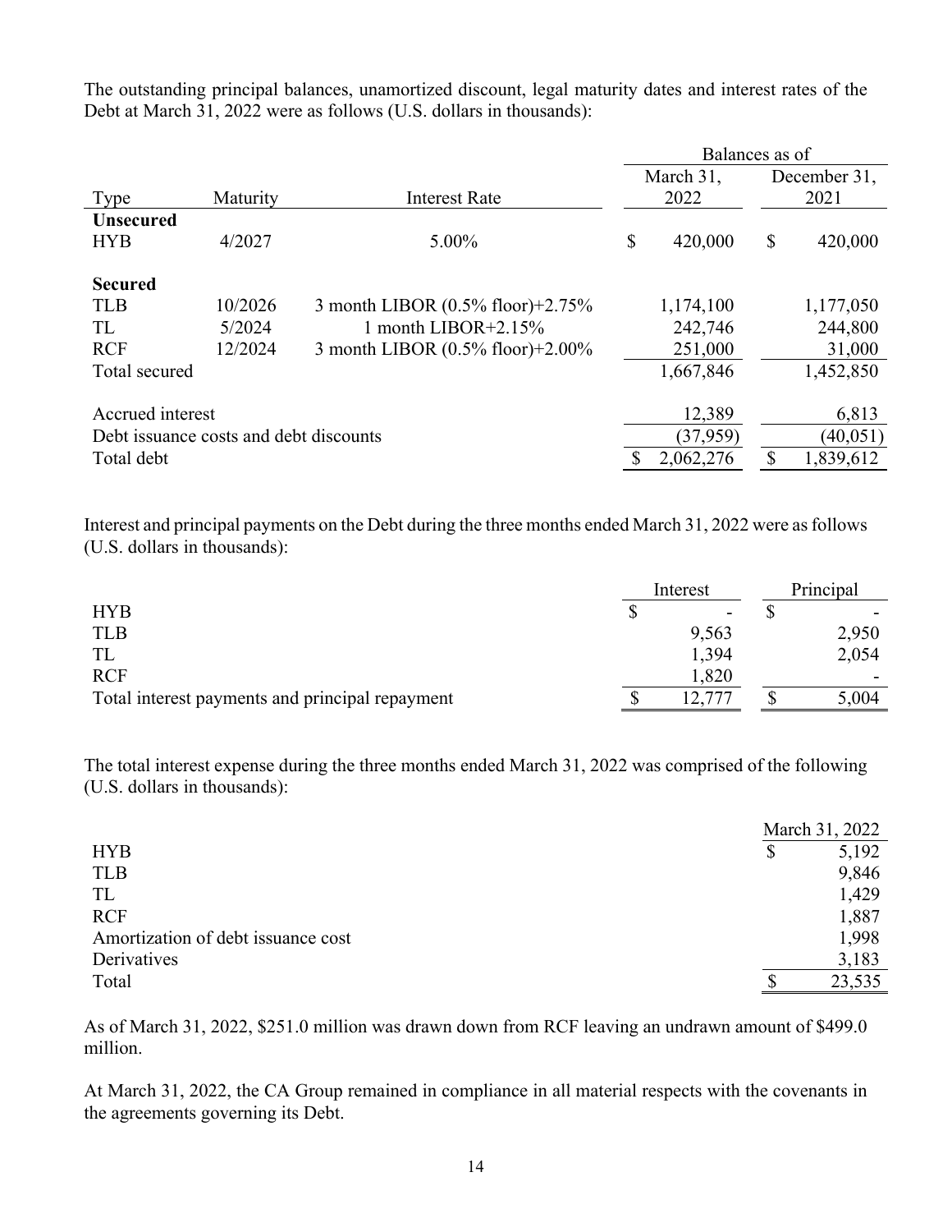The outstanding principal balances, unamortized discount, legal maturity dates and interest rates of the Debt at March 31, 2022 were as follows (U.S. dollars in thousands):

| | | | Balances as of | |
|---|---|---|---|---|
| Type | Maturity | Interest Rate | March 31, 2022 | December 31, 2021 |
| **Unsecured** | | | | |
| HYB | 4/2027 | 5.00% | $ 420,000 | $ 420,000 |
| **Secured** | | | | |
| TLB | 10/2026 | 3 month LIBOR (0.5% floor)+2.75% | 1,174,100 | 1,177,050 |
| TL | 5/2024 | 1 month LIBOR+2.15% | 242,746 | 244,800 |
| RCF | 12/2024 | 3 month LIBOR (0.5% floor)+2.00% | 251,000 | 31,000 |
| Total secured | | | 1,667,846 | 1,452,850 |
| Accrued interest | | | 12,389 | 6,813 |
| Debt issuance costs and debt discounts | | | (37,959) | (40,051) |
| Total debt | | | $ 2,062,276 | $ 1,839,612 |

Interest and principal payments on the Debt during the three months ended March 31, 2022 were as follows (U.S. dollars in thousands):

| | Interest | Principal |
|---|---|---|
| HYB | $ - | $ - |
| TLB | 9,563 | 2,950 |
| TL | 1,394 | 2,054 |
| RCF | 1,820 | - |
| Total interest payments and principal repayment | $ 12,777 | $ 5,004 |

The total interest expense during the three months ended March 31, 2022 was comprised of the following (U.S. dollars in thousands):

| | March 31, 2022 |
|---|---|
| HYB | $ 5,192 |
| TLB | 9,846 |
| TL | 1,429 |
| RCF | 1,887 |
| Amortization of debt issuance cost | 1,998 |
| Derivatives | 3,183 |
| Total | $ 23,535 |

As of March 31, 2022, $251.0 million was drawn down from RCF leaving an undrawn amount of $499.0 million.

At March 31, 2022, the CA Group remained in compliance in all material respects with the covenants in the agreements governing its Debt.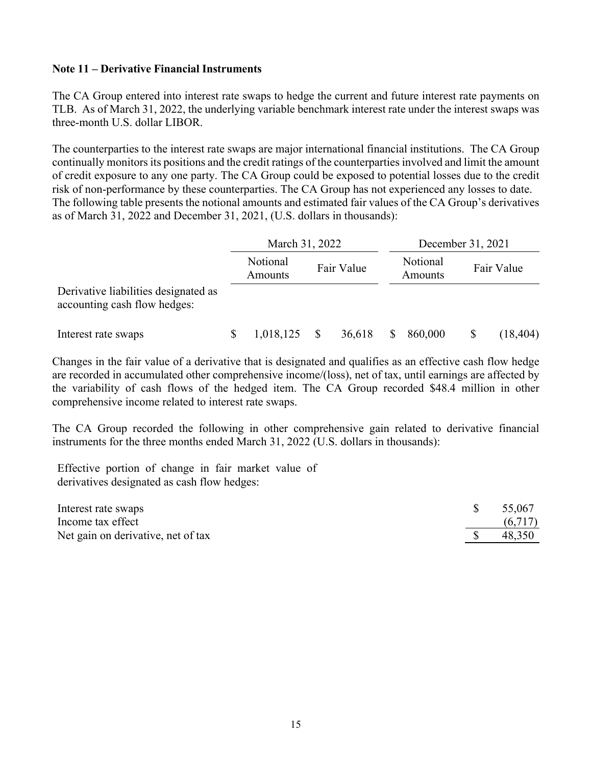**Note 11 – Derivative Financial Instruments**

The CA Group entered into interest rate swaps to hedge the current and future interest rate payments on TLB. As of March 31, 2022, the underlying variable benchmark interest rate under the interest swaps was three-month U.S. dollar LIBOR.

The counterparties to the interest rate swaps are major international financial institutions. The CA Group continually monitors its positions and the credit ratings of the counterparties involved and limit the amount of credit exposure to any one party. The CA Group could be exposed to potential losses due to the credit risk of non-performance by these counterparties. The CA Group has not experienced any losses to date. The following table presents the notional amounts and estimated fair values of the CA Group's derivatives as of March 31, 2022 and December 31, 2021, (U.S. dollars in thousands):

| | March 31, 2022 | | December 31, 2021 | |
|---|---|---|---|---|
| | Notional Amounts | Fair Value | Notional Amounts | Fair Value |
| Derivative liabilities designated as accounting cash flow hedges: | | | | |
| Interest rate swaps | $ 1,018,125 | $ 36,618 | $ 860,000 | $ (18,404) |

Changes in the fair value of a derivative that is designated and qualifies as an effective cash flow hedge are recorded in accumulated other comprehensive income/(loss), net of tax, until earnings are affected by the variability of cash flows of the hedged item. The CA Group recorded $48.4 million in other comprehensive income related to interest rate swaps.

The CA Group recorded the following in other comprehensive gain related to derivative financial instruments for the three months ended March 31, 2022 (U.S. dollars in thousands):

| | |
|---|---|
| Effective portion of change in fair market value of derivatives designated as cash flow hedges: | |
| Interest rate swaps | $ 55,067 |
| Income tax effect | (6,717) |
| Net gain on derivative, net of tax | $ 48,350 |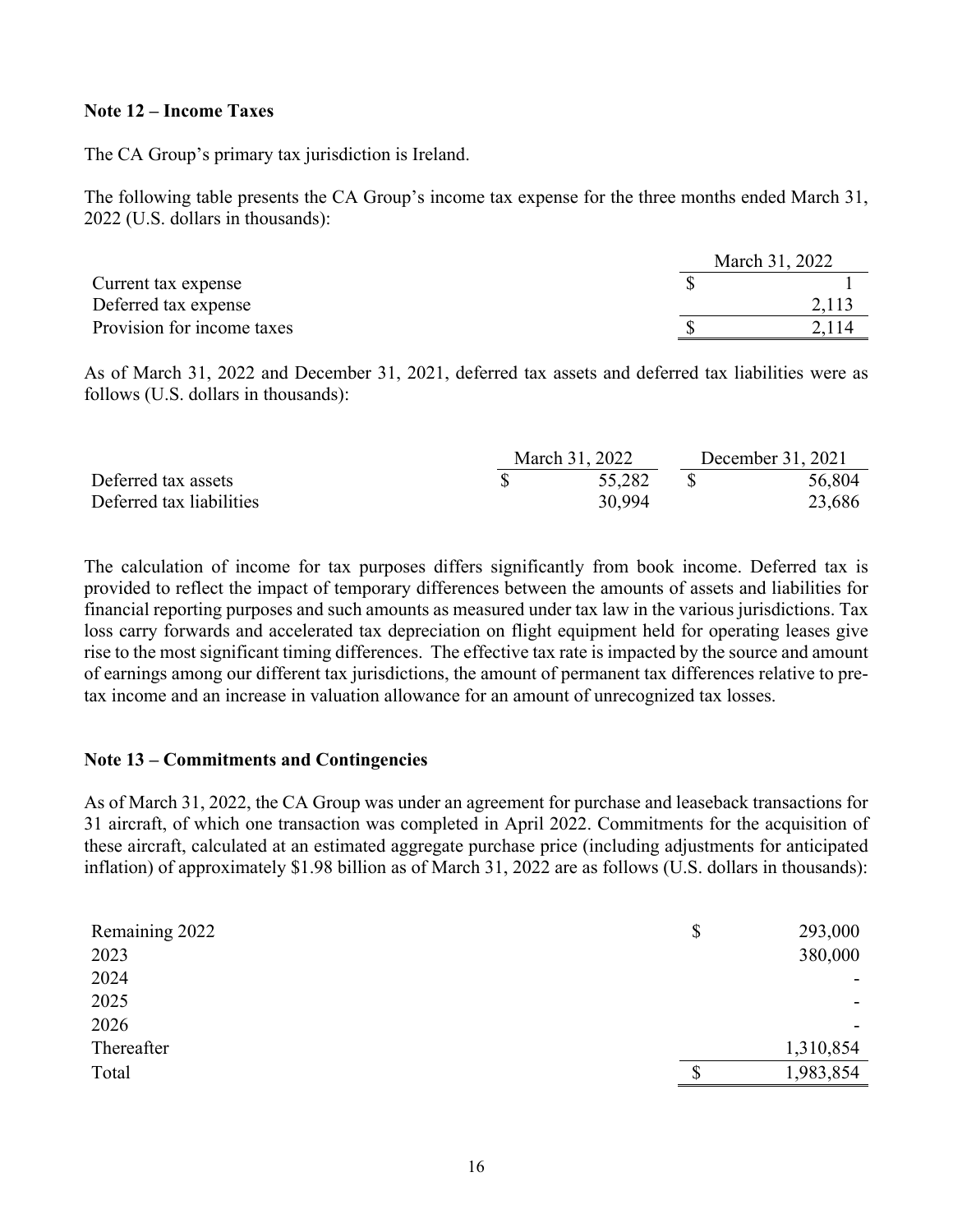**Note 12 – Income Taxes**

The CA Group's primary tax jurisdiction is Ireland.

The following table presents the CA Group's income tax expense for the three months ended March 31, 2022 (U.S. dollars in thousands):

| | March 31, 2022 |
|---|---|
| Current tax expense | $ 1 |
| Deferred tax expense | 2,113 |
| Provision for income taxes | $ 2,114 |

As of March 31, 2022 and December 31, 2021, deferred tax assets and deferred tax liabilities were as follows (U.S. dollars in thousands):

| | March 31, 2022 | December 31, 2021 |
|---|---|---|
| Deferred tax assets | $ 55,282 | $ 56,804 |
| Deferred tax liabilities | 30,994 | 23,686 |

The calculation of income for tax purposes differs significantly from book income. Deferred tax is provided to reflect the impact of temporary differences between the amounts of assets and liabilities for financial reporting purposes and such amounts as measured under tax law in the various jurisdictions. Tax loss carry forwards and accelerated tax depreciation on flight equipment held for operating leases give rise to the most significant timing differences. The effective tax rate is impacted by the source and amount of earnings among our different tax jurisdictions, the amount of permanent tax differences relative to pre-tax income and an increase in valuation allowance for an amount of unrecognized tax losses.

**Note 13 – Commitments and Contingencies**

As of March 31, 2022, the CA Group was under an agreement for purchase and leaseback transactions for 31 aircraft, of which one transaction was completed in April 2022. Commitments for the acquisition of these aircraft, calculated at an estimated aggregate purchase price (including adjustments for anticipated inflation) of approximately $1.98 billion as of March 31, 2022 are as follows (U.S. dollars in thousands):

| | |
|---|---|
| Remaining 2022 | $ 293,000 |
| 2023 | 380,000 |
| 2024 | - |
| 2025 | - |
| 2026 | - |
| Thereafter | 1,310,854 |
| Total | $ 1,983,854 |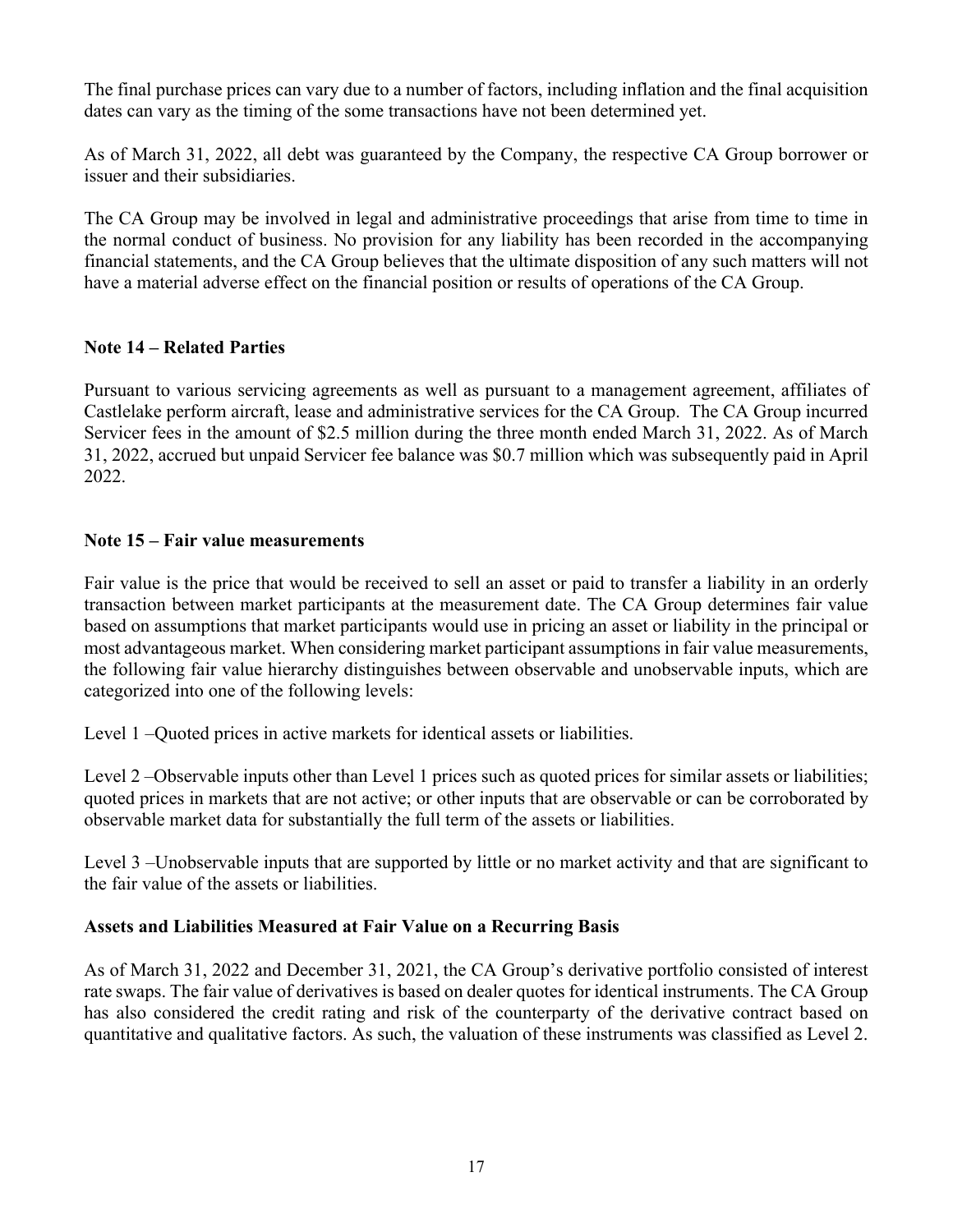The final purchase prices can vary due to a number of factors, including inflation and the final acquisition dates can vary as the timing of the some transactions have not been determined yet.

As of March 31, 2022, all debt was guaranteed by the Company, the respective CA Group borrower or issuer and their subsidiaries.

The CA Group may be involved in legal and administrative proceedings that arise from time to time in the normal conduct of business. No provision for any liability has been recorded in the accompanying financial statements, and the CA Group believes that the ultimate disposition of any such matters will not have a material adverse effect on the financial position or results of operations of the CA Group.

**Note 14 – Related Parties**

Pursuant to various servicing agreements as well as pursuant to a management agreement, affiliates of Castlelake perform aircraft, lease and administrative services for the CA Group. The CA Group incurred Servicer fees in the amount of $2.5 million during the three month ended March 31, 2022. As of March 31, 2022, accrued but unpaid Servicer fee balance was $0.7 million which was subsequently paid in April 2022.

**Note 15 – Fair value measurements**

Fair value is the price that would be received to sell an asset or paid to transfer a liability in an orderly transaction between market participants at the measurement date. The CA Group determines fair value based on assumptions that market participants would use in pricing an asset or liability in the principal or most advantageous market. When considering market participant assumptions in fair value measurements, the following fair value hierarchy distinguishes between observable and unobservable inputs, which are categorized into one of the following levels:

Level 1 –Quoted prices in active markets for identical assets or liabilities.

Level 2 –Observable inputs other than Level 1 prices such as quoted prices for similar assets or liabilities; quoted prices in markets that are not active; or other inputs that are observable or can be corroborated by observable market data for substantially the full term of the assets or liabilities.

Level 3 –Unobservable inputs that are supported by little or no market activity and that are significant to the fair value of the assets or liabilities.

**Assets and Liabilities Measured at Fair Value on a Recurring Basis**

As of March 31, 2022 and December 31, 2021, the CA Group's derivative portfolio consisted of interest rate swaps. The fair value of derivatives is based on dealer quotes for identical instruments. The CA Group has also considered the credit rating and risk of the counterparty of the derivative contract based on quantitative and qualitative factors. As such, the valuation of these instruments was classified as Level 2.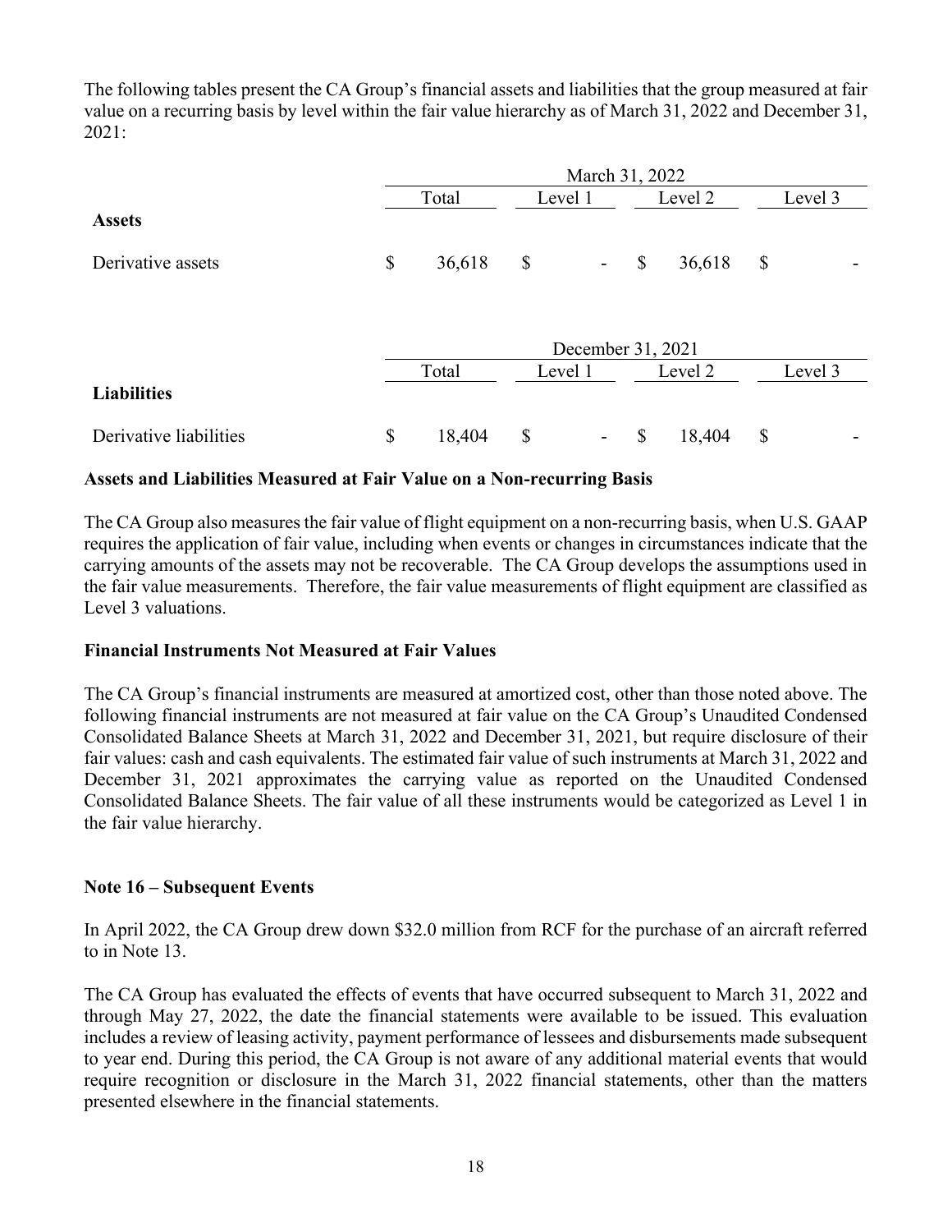The following tables present the CA Group's financial assets and liabilities that the group measured at fair value on a recurring basis by level within the fair value hierarchy as of March 31, 2022 and December 31, 2021:

| | March 31, 2022 | | | |
|---|---|---|---|---|
| | Total | Level 1 | Level 2 | Level 3 |
| **Assets** | | | | |
| Derivative assets | $ 36,618 | $ - | $ 36,618 | $ - |

| | December 31, 2021 | | | |
|---|---|---|---|---|
| | Total | Level 1 | Level 2 | Level 3 |
| **Liabilities** | | | | |
| Derivative liabilities | $ 18,404 | $ - | $ 18,404 | $ - |

**Assets and Liabilities Measured at Fair Value on a Non-recurring Basis**

The CA Group also measures the fair value of flight equipment on a non-recurring basis, when U.S. GAAP requires the application of fair value, including when events or changes in circumstances indicate that the carrying amounts of the assets may not be recoverable. The CA Group develops the assumptions used in the fair value measurements. Therefore, the fair value measurements of flight equipment are classified as Level 3 valuations.

**Financial Instruments Not Measured at Fair Values**

The CA Group's financial instruments are measured at amortized cost, other than those noted above. The following financial instruments are not measured at fair value on the CA Group's Unaudited Condensed Consolidated Balance Sheets at March 31, 2022 and December 31, 2021, but require disclosure of their fair values: cash and cash equivalents. The estimated fair value of such instruments at March 31, 2022 and December 31, 2021 approximates the carrying value as reported on the Unaudited Condensed Consolidated Balance Sheets. The fair value of all these instruments would be categorized as Level 1 in the fair value hierarchy.

**Note 16 – Subsequent Events**

In April 2022, the CA Group drew down $32.0 million from RCF for the purchase of an aircraft referred to in Note 13.

The CA Group has evaluated the effects of events that have occurred subsequent to March 31, 2022 and through May 27, 2022, the date the financial statements were available to be issued. This evaluation includes a review of leasing activity, payment performance of lessees and disbursements made subsequent to year end. During this period, the CA Group is not aware of any additional material events that would require recognition or disclosure in the March 31, 2022 financial statements, other than the matters presented elsewhere in the financial statements.